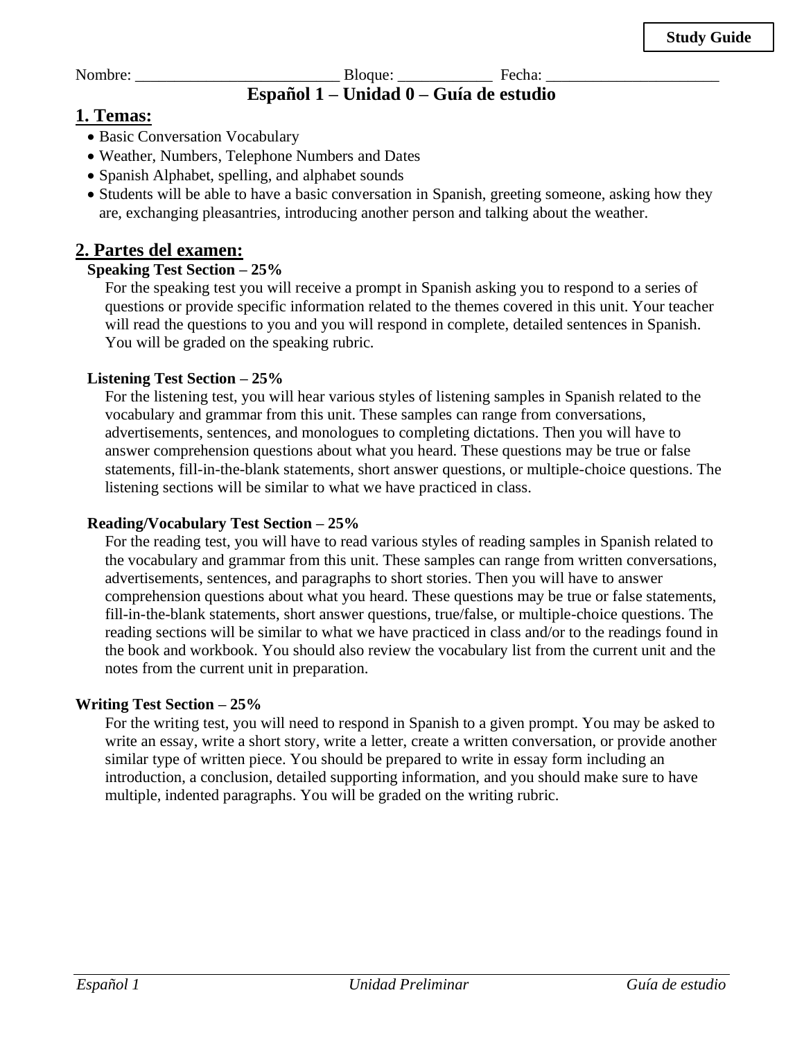**Study Guide**

Nombre: __________________________ Bloque: ____________ Fecha: ______________________

# Español 1 – Unidad 0 – Guía de estudio

## 1. Temas:

- Basic Conversation Vocabulary
- Weather, Numbers, Telephone Numbers and Dates
- Spanish Alphabet, spelling, and alphabet sounds
- Students will be able to have a basic conversation in Spanish, greeting someone, asking how they are, exchanging pleasantries, introducing another person and talking about the weather.

## 2. Partes del examen:

**Speaking Test Section – 25%**

For the speaking test you will receive a prompt in Spanish asking you to respond to a series of questions or provide specific information related to the themes covered in this unit. Your teacher will read the questions to you and you will respond in complete, detailed sentences in Spanish. You will be graded on the speaking rubric.

**Listening Test Section – 25%**

For the listening test, you will hear various styles of listening samples in Spanish related to the vocabulary and grammar from this unit. These samples can range from conversations, advertisements, sentences, and monologues to completing dictations. Then you will have to answer comprehension questions about what you heard. These questions may be true or false statements, fill-in-the-blank statements, short answer questions, or multiple-choice questions. The listening sections will be similar to what we have practiced in class.

**Reading/Vocabulary Test Section – 25%**

For the reading test, you will have to read various styles of reading samples in Spanish related to the vocabulary and grammar from this unit. These samples can range from written conversations, advertisements, sentences, and paragraphs to short stories. Then you will have to answer comprehension questions about what you heard. These questions may be true or false statements, fill-in-the-blank statements, short answer questions, true/false, or multiple-choice questions. The reading sections will be similar to what we have practiced in class and/or to the readings found in the book and workbook. You should also review the vocabulary list from the current unit and the notes from the current unit in preparation.

**Writing Test Section – 25%**

For the writing test, you will need to respond in Spanish to a given prompt. You may be asked to write an essay, write a short story, write a letter, create a written conversation, or provide another similar type of written piece. You should be prepared to write in essay form including an introduction, a conclusion, detailed supporting information, and you should make sure to have multiple, indented paragraphs. You will be graded on the writing rubric.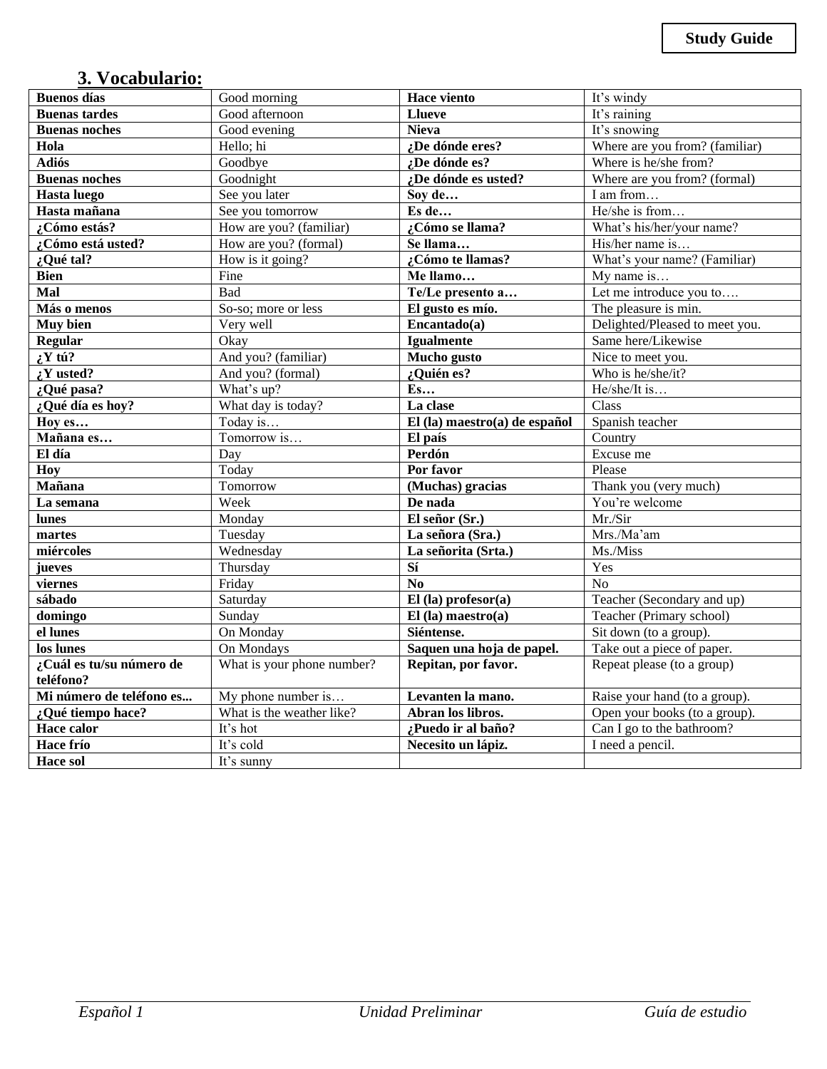**Study Guide**

## 3. Vocabulario:

| | | | |
|---|---|---|---|
| **Buenos días** | Good morning | **Hace viento** | It's windy |
| **Buenas tardes** | Good afternoon | **Llueve** | It's raining |
| **Buenas noches** | Good evening | **Nieva** | It's snowing |
| **Hola** | Hello; hi | **¿De dónde eres?** | Where are you from? (familiar) |
| **Adiós** | Goodbye | **¿De dónde es?** | Where is he/she from? |
| **Buenas noches** | Goodnight | **¿De dónde es usted?** | Where are you from? (formal) |
| **Hasta luego** | See you later | **Soy de…** | I am from… |
| **Hasta mañana** | See you tomorrow | **Es de…** | He/she is from… |
| **¿Cómo estás?** | How are you? (familiar) | **¿Cómo se llama?** | What's his/her/your name? |
| **¿Cómo está usted?** | How are you? (formal) | **Se llama…** | His/her name is… |
| **¿Qué tal?** | How is it going? | **¿Cómo te llamas?** | What's your name? (Familiar) |
| **Bien** | Fine | **Me llamo…** | My name is… |
| **Mal** | Bad | **Te/Le presento a…** | Let me introduce you to…. |
| **Más o menos** | So-so; more or less | **El gusto es mío.** | The pleasure is min. |
| **Muy bien** | Very well | **Encantado(a)** | Delighted/Pleased to meet you. |
| **Regular** | Okay | **Igualmente** | Same here/Likewise |
| **¿Y tú?** | And you? (familiar) | **Mucho gusto** | Nice to meet you. |
| **¿Y usted?** | And you? (formal) | **¿Quién es?** | Who is he/she/it? |
| **¿Qué pasa?** | What's up? | **Es…** | He/she/It is… |
| **¿Qué día es hoy?** | What day is today? | **La clase** | Class |
| **Hoy es…** | Today is… | **El (la) maestro(a) de español** | Spanish teacher |
| **Mañana es…** | Tomorrow is… | **El país** | Country |
| **El día** | Day | **Perdón** | Excuse me |
| **Hoy** | Today | **Por favor** | Please |
| **Mañana** | Tomorrow | **(Muchas) gracias** | Thank you (very much) |
| **La semana** | Week | **De nada** | You're welcome |
| **lunes** | Monday | **El señor (Sr.)** | Mr./Sir |
| **martes** | Tuesday | **La señora (Sra.)** | Mrs./Ma'am |
| **miércoles** | Wednesday | **La señorita (Srta.)** | Ms./Miss |
| **jueves** | Thursday | **Sí** | Yes |
| **viernes** | Friday | **No** | No |
| **sábado** | Saturday | **El (la) profesor(a)** | Teacher (Secondary and up) |
| **domingo** | Sunday | **El (la) maestro(a)** | Teacher (Primary school) |
| **el lunes** | On Monday | **Siéntense.** | Sit down (to a group). |
| **los lunes** | On Mondays | **Saquen una hoja de papel.** | Take out a piece of paper. |
| **¿Cuál es tu/su número de teléfono?** | What is your phone number? | **Repitan, por favor.** | Repeat please (to a group) |
| **Mi número de teléfono es...** | My phone number is… | **Levanten la mano.** | Raise your hand (to a group). |
| **¿Qué tiempo hace?** | What is the weather like? | **Abran los libros.** | Open your books (to a group). |
| **Hace calor** | It's hot | **¿Puedo ir al baño?** | Can I go to the bathroom? |
| **Hace frío** | It's cold | **Necesito un lápiz.** | I need a pencil. |
| **Hace sol** | It's sunny | | |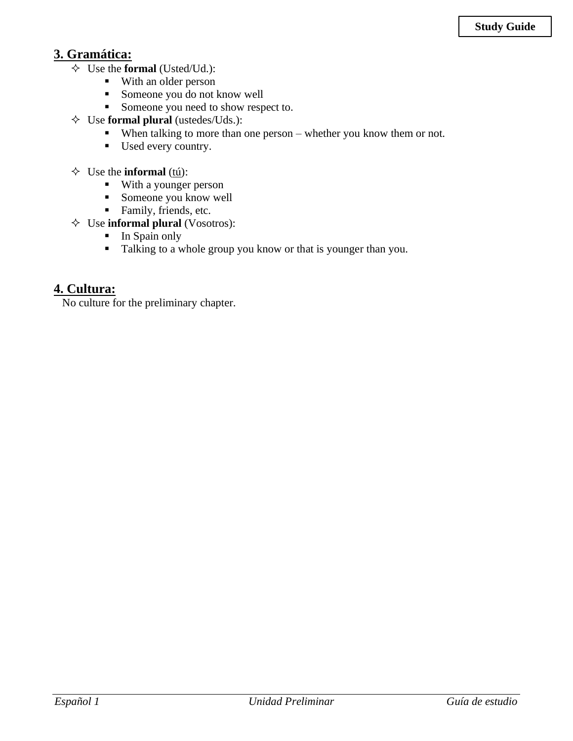## 3. Gramática:

- Use the **formal** (Usted/Ud.):
  - With an older person
  - Someone you do not know well
  - Someone you need to show respect to.
- Use **formal plural** (ustedes/Uds.):
  - When talking to more than one person – whether you know them or not.
  - Used every country.

- Use the **informal** (tú):
  - With a younger person
  - Someone you know well
  - Family, friends, etc.
- Use **informal plural** (Vosotros):
  - In Spain only
  - Talking to a whole group you know or that is younger than you.

## 4. Cultura:

No culture for the preliminary chapter.